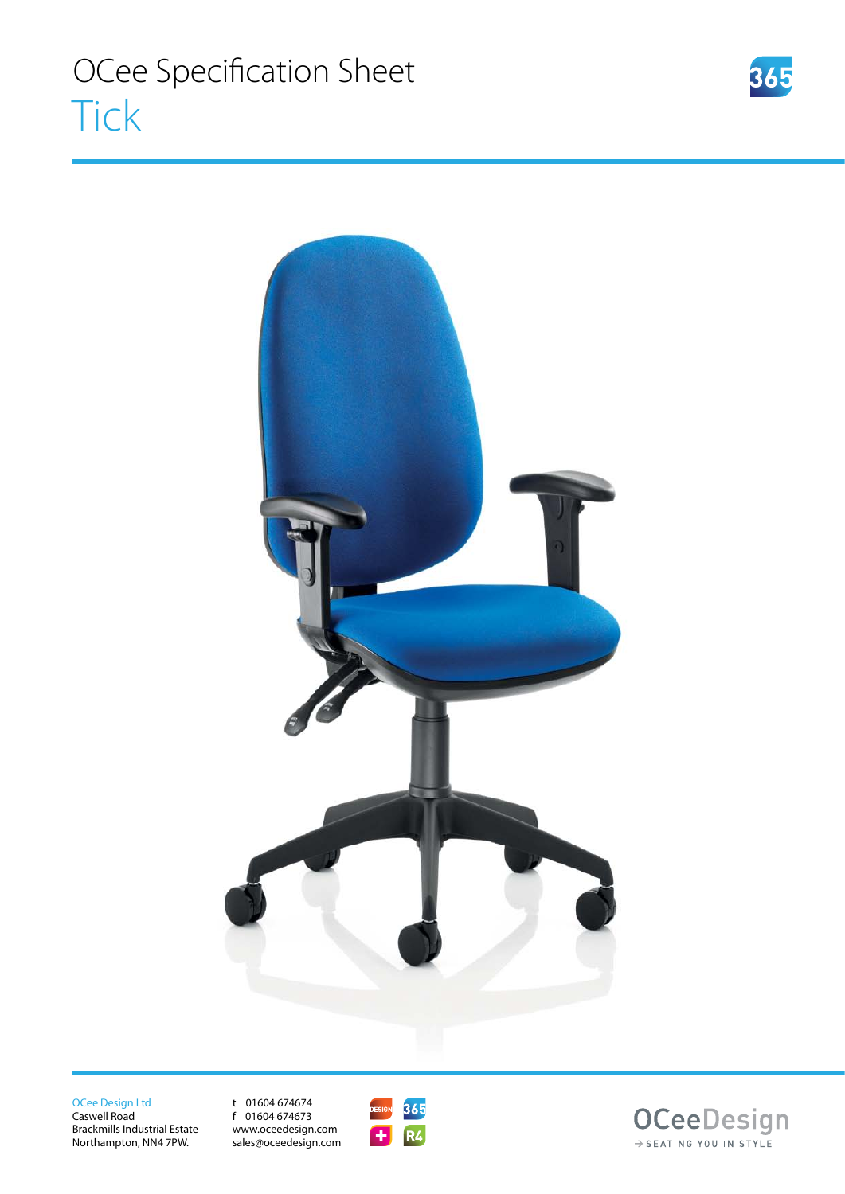# OCee Specification Sheet

## Tick

OCee Design Ltd
Caswell Road
Brackmills Industrial Estate
Northampton, NN4 7PW.

t 01604 674674
f 01604 674673
www.oceedesign.com
sales@oceedesign.com

OCeeDesign
→ SEATING YOU IN STYLE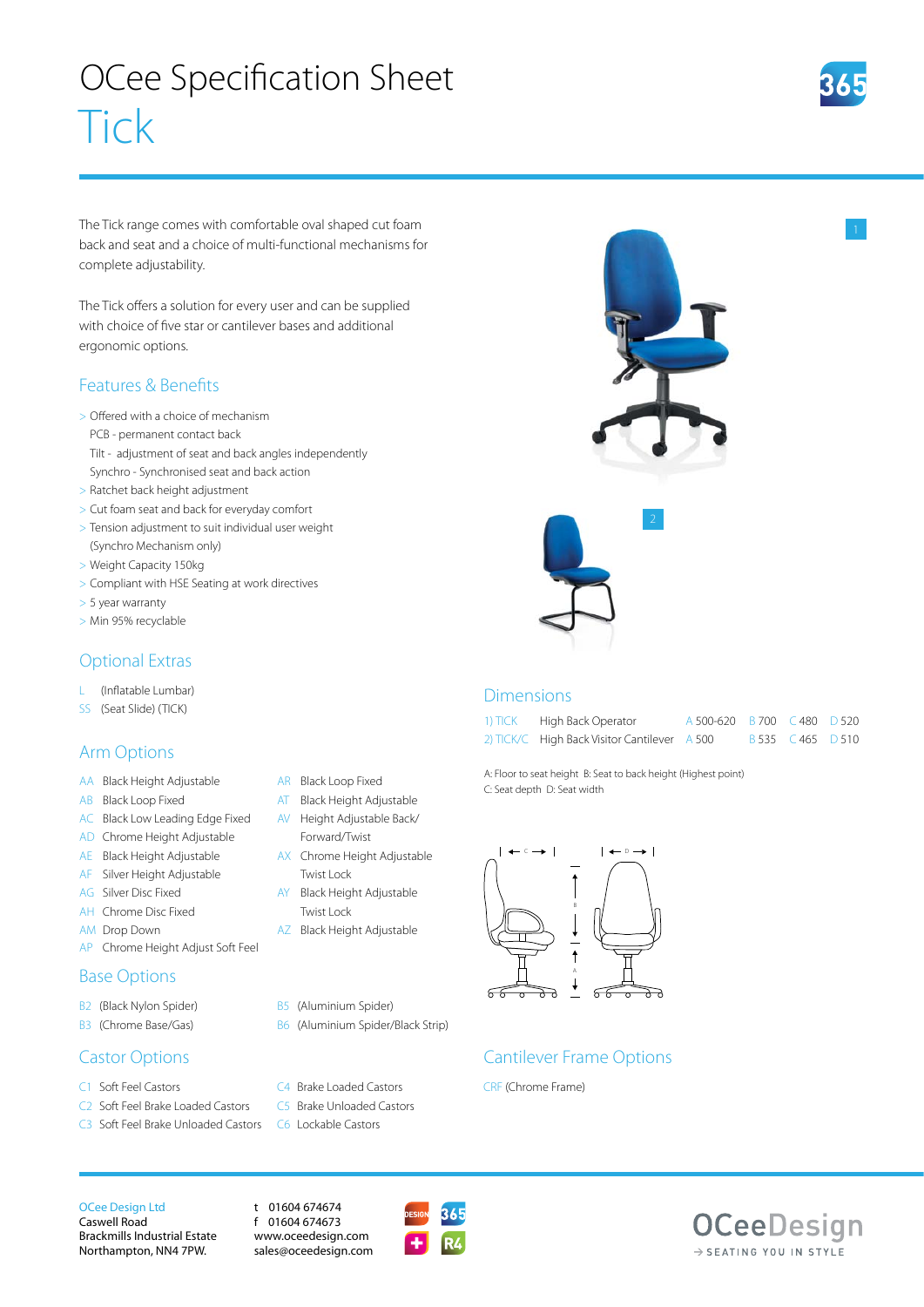# OCee Specification Sheet

# Tick

The Tick range comes with comfortable oval shaped cut foam back and seat and a choice of multi-functional mechanisms for complete adjustability.

The Tick offers a solution for every user and can be supplied with choice of five star or cantilever bases and additional ergonomic options.

## Features & Benefits

- Offered with a choice of mechanism
  PCB - permanent contact back
  Tilt - adjustment of seat and back angles independently
  Synchro - Synchronised seat and back action
- Ratchet back height adjustment
- Cut foam seat and back for everyday comfort
- Tension adjustment to suit individual user weight (Synchro Mechanism only)
- Weight Capacity 150kg
- Compliant with HSE Seating at work directives
- 5 year warranty
- Min 95% recyclable

## Optional Extras

L (Inflatable Lumbar)
SS (Seat Slide) (TICK)

## Arm Options

AA Black Height Adjustable
AB Black Loop Fixed
AC Black Low Leading Edge Fixed
AD Chrome Height Adjustable
AE Black Height Adjustable
AF Silver Height Adjustable
AG Silver Disc Fixed
AH Chrome Disc Fixed
AM Drop Down
AP Chrome Height Adjust Soft Feel
AR Black Loop Fixed
AT Black Height Adjustable
AV Height Adjustable Back/Forward/Twist
AX Chrome Height Adjustable Twist Lock
AY Black Height Adjustable Twist Lock
AZ Black Height Adjustable

## Base Options

B2 (Black Nylon Spider)
B3 (Chrome Base/Gas)
B5 (Aluminium Spider)
B6 (Aluminium Spider/Black Strip)

## Castor Options

C1 Soft Feel Castors
C2 Soft Feel Brake Loaded Castors
C3 Soft Feel Brake Unloaded Castors
C4 Brake Loaded Castors
C5 Brake Unloaded Castors
C6 Lockable Castors

## Dimensions

| | | | | | |
|---|---|---|---|---|---|
| 1) TICK | High Back Operator | A 500-620 | B 700 | C 480 | D 520 |
| 2) TICK/C | High Back Visitor Cantilever | A 500 | B 535 | C 465 | D 510 |

A: Floor to seat height B: Seat to back height (Highest point)
C: Seat depth D: Seat width

## Cantilever Frame Options

CRF (Chrome Frame)

OCee Design Ltd
Caswell Road
Brackmills Industrial Estate
Northampton, NN4 7PW.

t 01604 674674
f 01604 674673
www.oceedesign.com
sales@oceedesign.com

OCeeDesign
→ SEATING YOU IN STYLE